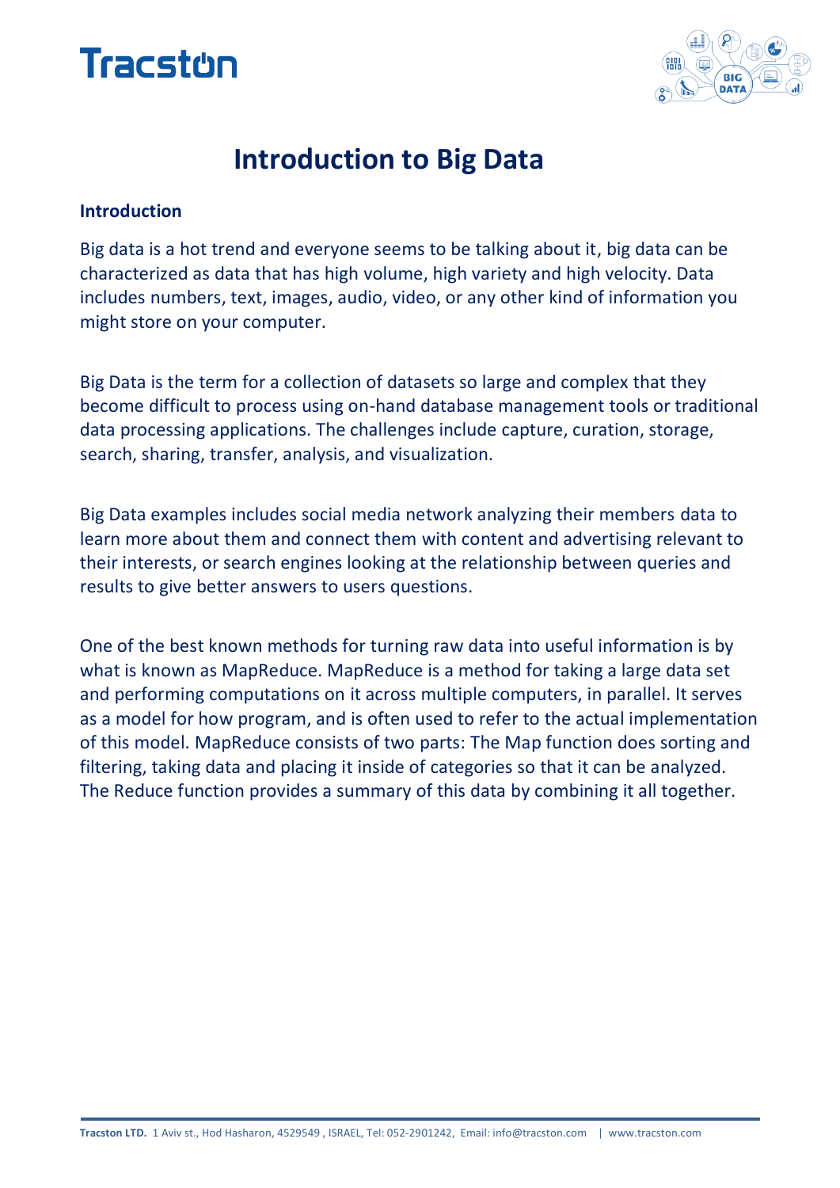# Introduction to Big Data

**Introduction**

Big data is a hot trend and everyone seems to be talking about it, big data can be characterized as data that has high volume, high variety and high velocity. Data includes numbers, text, images, audio, video, or any other kind of information you might store on your computer.

Big Data is the term for a collection of datasets so large and complex that they become difficult to process using on-hand database management tools or traditional data processing applications. The challenges include capture, curation, storage, search, sharing, transfer, analysis, and visualization.

Big Data examples includes social media network analyzing their members data to learn more about them and connect them with content and advertising relevant to their interests, or search engines looking at the relationship between queries and results to give better answers to users questions.

One of the best known methods for turning raw data into useful information is by what is known as MapReduce. MapReduce is a method for taking a large data set and performing computations on it across multiple computers, in parallel. It serves as a model for how program, and is often used to refer to the actual implementation of this model. MapReduce consists of two parts: The Map function does sorting and filtering, taking data and placing it inside of categories so that it can be analyzed. The Reduce function provides a summary of this data by combining it all together.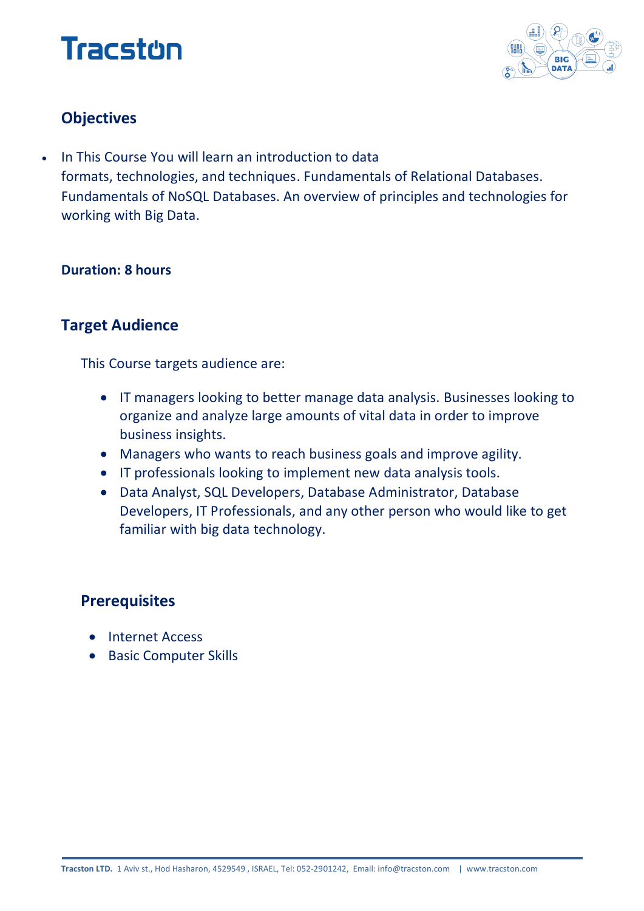# Tracston

## Objectives

- In This Course You will learn an introduction to data formats, technologies, and techniques. Fundamentals of Relational Databases. Fundamentals of NoSQL Databases. An overview of principles and technologies for working with Big Data.

**Duration: 8 hours**

## Target Audience

This Course targets audience are:

- IT managers looking to better manage data analysis. Businesses looking to organize and analyze large amounts of vital data in order to improve business insights.
- Managers who wants to reach business goals and improve agility.
- IT professionals looking to implement new data analysis tools.
- Data Analyst, SQL Developers, Database Administrator, Database Developers, IT Professionals, and any other person who would like to get familiar with big data technology.

## Prerequisites

- Internet Access
- Basic Computer Skills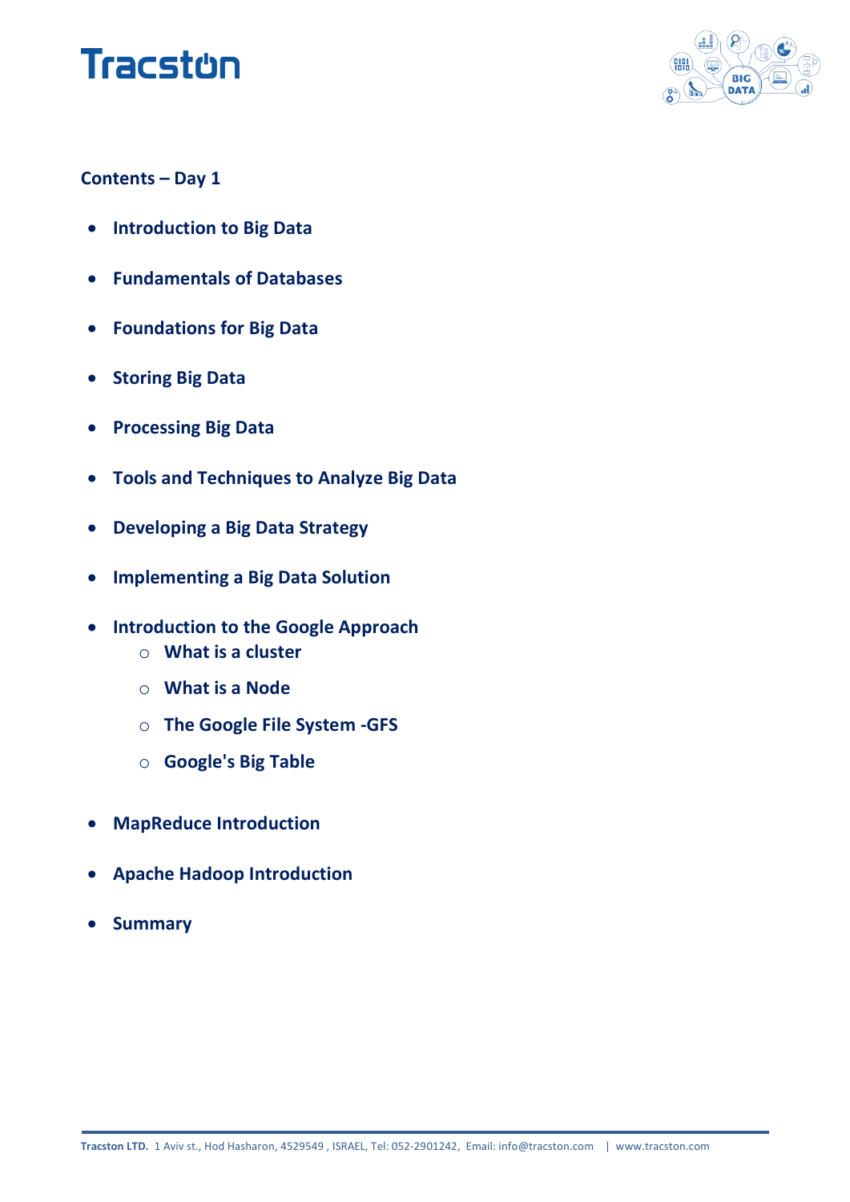**Tracston**

**Contents – Day 1**

- **Introduction to Big Data**
- **Fundamentals of Databases**
- **Foundations for Big Data**
- **Storing Big Data**
- **Processing Big Data**
- **Tools and Techniques to Analyze Big Data**
- **Developing a Big Data Strategy**
- **Implementing a Big Data Solution**
- **Introduction to the Google Approach**
  - **What is a cluster**
  - **What is a Node**
  - **The Google File System -GFS**
  - **Google's Big Table**
- **MapReduce Introduction**
- **Apache Hadoop Introduction**
- **Summary**

**Tracston LTD.** 1 Aviv st., Hod Hasharon, 4529549 , ISRAEL, Tel: 052-2901242, Email: info@tracston.com | www.tracston.com